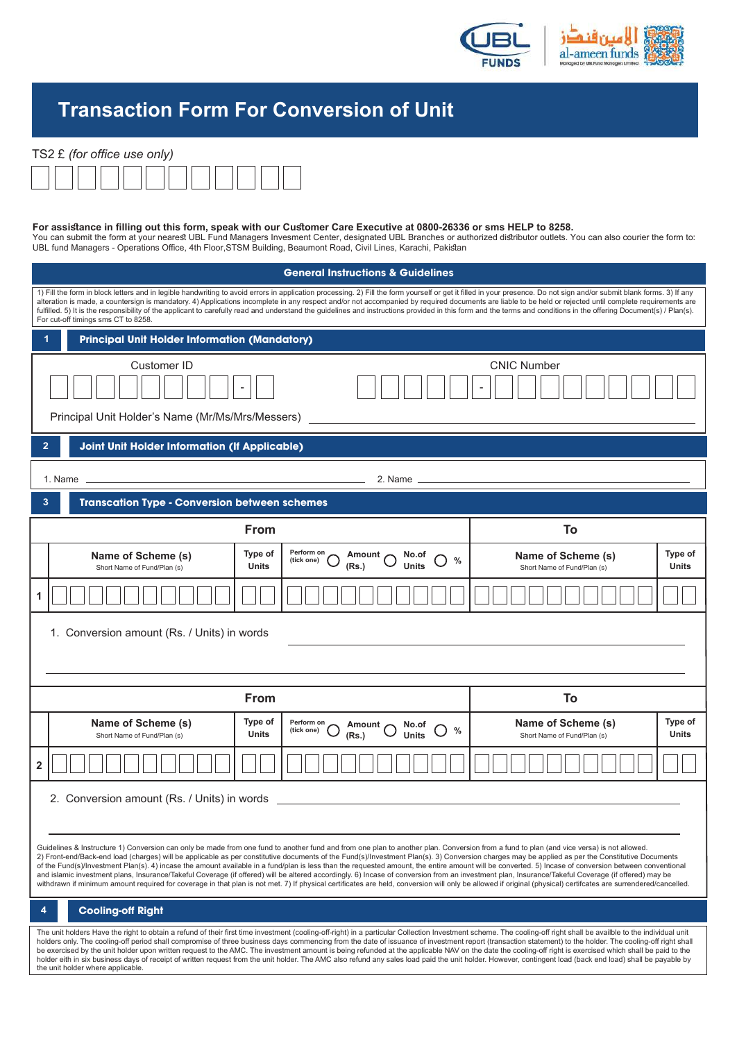# Transaction Form For Conversion of Unit

TS2 £ *(for office use only)*

**For assistance in filling out this form, speak with our Customer Care Executive at 0800-26336 or sms HELP to 8258.**
You can submit the form at your nearest UBL Fund Managers Invesment Center, designated UBL Branches or authorized distributor outlets. You can also courier the form to: UBL fund Managers - Operations Office, 4th Floor,STSM Building, Beaumont Road, Civil Lines, Karachi, Pakistan

## General Instructions & Guidelines

1) Fill the form in block letters and in legible handwriting to avoid errors in application processing. 2) Fill the form yourself or get it filled in your presence. Do not sign and/or submit blank forms. 3) If any alteration is made, a countersign is mandatory. 4) Applications incomplete in any respect and/or not accompanied by required documents are liable to be held or rejected until complete requirements are fulfilled. 5) It is the responsibility of the applicant to carefully read and understand the guidelines and instructions provided in this form and the terms and conditions in the offering Document(s) / Plan(s). For cut-off timings sms CT to 8258.

## 1 Principal Unit Holder Information (Mandatory)

Customer ID ____________ - __

CNIC Number ____________ - ____________

Principal Unit Holder's Name (Mr/Ms/Mrs/Messers) ____________

## 2 Joint Unit Holder Information (If Applicable)

1. Name ____________ 2. Name ____________

## 3 Transcation Type - Conversion between schemes

| | From | | | To | |
|---|---|---|---|---|---|
| | Name of Scheme (s) Short Name of Fund/Plan (s) | Type of Units | Perform on (tick one) ◯ Amount (Rs.) ◯ No.of Units ◯ % | Name of Scheme (s) Short Name of Fund/Plan (s) | Type of Units |
| 1 | | | | | |

1. Conversion amount (Rs. / Units) in words ____________

| | From | | | To | |
|---|---|---|---|---|---|
| | Name of Scheme (s) Short Name of Fund/Plan (s) | Type of Units | Perform on (tick one) ◯ Amount (Rs.) ◯ No.of Units ◯ % | Name of Scheme (s) Short Name of Fund/Plan (s) | Type of Units |
| 2 | | | | | |

2. Conversion amount (Rs. / Units) in words ____________

Guidelines & Instructure 1) Conversion can only be made from one fund to another fund and from one plan to another plan. Conversion from a fund to plan (and vice versa) is not allowed. 2) Front-end/Back-end load (charges) will be applicable as per constitutive documents of the Fund(s)/Investment Plan(s). 3) Conversion charges may be applied as per the Constitutive Documents of the Fund(s)/Investment Plan(s). 4) incase the amount available in a fund/plan is less than the requested amount, the entire amount will be converted. 5) Incase of conversion between conventional and islamic investment plans, Insurance/Takeful Coverage (if offered) will be altered accordingly. 6) Incase of conversion from an investment plan, Insurance/Takeful Coverage (if offered) may be withdrawn if minimum amount required for coverage in that plan is not met. 7) If physical certificates are held, conversion will only be allowed if original (physical) certifcates are surrendered/cancelled.

## 4 Cooling-off Right

The unit holders Have the right to obtain a refund of their first time investment (cooling-off-right) in a particular Collection Investment scheme. The cooling-off right shall be availble to the individual unit holders only. The cooling-off period shall compromise of three business days commencing from the date of issuance of investment report (transaction statement) to the holder. The cooling-off right shall be exercised by the unit holder upon written request to the AMC. The investment amount is being refunded at the applicable NAV on the date the cooling-off right is exercised which shall be paid to the holder eith in six business days of receipt of written request from the unit holder. The AMC also refund any sales load paid the unit holder. However, contingent load (back end load) shall be payable by the unit holder where applicable.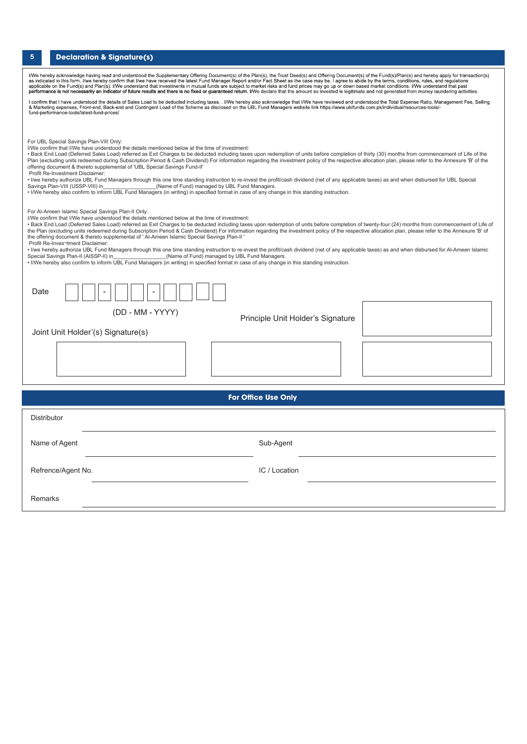## 5 Declaration & Signature(s)

I/We hereby acknowledge having read and understood the Supplementary Offering Document(s) of the Plan(s), the Trust Deed(s) and Offering Document(s) of the Fund(s)/Plan(s) and hereby apply for transaction(s) as indicated in this form. I/we hereby confirm that I/we have received the latest Fund Manager Report and/or Fact Sheet as the case may be. I agree to abide by the terms, conditions, rules, and regulations applicable on the Fund(s) and Plan(s). I/We understand that investments in mutual funds are subject to market risks and fund prices may go up or down based market conditions. I/We understand that past **performance is not necessarily an indicator of future results and there is no fixed or guaranteed return. I/**We declare that the amount so invested is legitimate and not generated from money laundering activities.

I confirm that I have understood the details of Sales Load to be deducted including taxes. . I/We hereby also acknowledge that I/We have reviewed and understood the Total Expense Ratio, Management Fee, Selling & Marketing expenses, Front-end, Back-end and Contingent Load of the Scheme as disclosed on the UBL Fund Managers website link https://www.ublfunds.com.pk/individual/resources-tools/-fund-performance-tools/latest-fund-prices/

For UBL Special Savings Plan-VIII Only:
I/We confirm that I/We have understood the details mentioned below at the time of investment:
• Back End Load (Deferred Sales Load) referred as Exit Charges to be deducted including taxes upon redemption of units before completion of thirty (30) months from commencement of Life of the Plan (excluding units redeemed during Subscription Period & Cash Dividend) For information regarding the investment policy of the respective allocation plan, please refer to the Annexure 'B' of the offering document & thereto supplemental of 'UBL Special Savings Fund-II'
Profit Re-Investment Disclaimer:
• I/we hereby authorize UBL Fund Managers through this one time standing instruction to re-invest the profit/cash dividend (net of any applicable taxes) as and when disbursed for UBL Special Savings Plan-VIII (USSP-VIII) in__________________(Name of Fund) managed by UBL Fund Managers.
• I/We hereby also confirm to inform UBL Fund Managers (in writing) in specified format in case of any change in this standing instruction.

For Al-Ameen Islamic Special Savings Plan-II Only:
I/We confirm that I/We have understood the details mentioned below at the time of investment:
• Back End Load (Deferred Sales Load) referred as Exit Charges to be deducted including taxes upon redemption of units before completion of twenty-four (24) months from commencement of Life of the Plan (excluding units redeemed during Subscription Period & Cash Dividend) For information regarding the investment policy of the respective allocation plan, please refer to the Annexure 'B' of the offering document & thereto supplemental of ' Al-Ameen Islamic Special Savings Plan-II '
Profit Re-Inves¬tment Disclaimer:
• I/we hereby authorize UBL Fund Managers through this one time standing instruction to re-invest the profit/cash dividend (net of any applicable taxes) as and when disbursed for Al-Ameen Islamic Special Savings Plan-II (AISSP-II) in__________________(Name of Fund) managed by UBL Fund Managers.
• I/We hereby also confirm to inform UBL Fund Managers (in writing) in specified format in case of any change in this standing instruction.

Date ☐☐ - ☐☐ - ☐☐☐☐
(DD - MM - YYYY)

Principle Unit Holder's Signature

Joint Unit Holder'(s) Signature(s)

## For Office Use Only

Distributor ______________________

Name of Agent ______________________ Sub-Agent ______________________

Refrence/Agent No. ______________________ IC / Location ______________________

Remarks ______________________